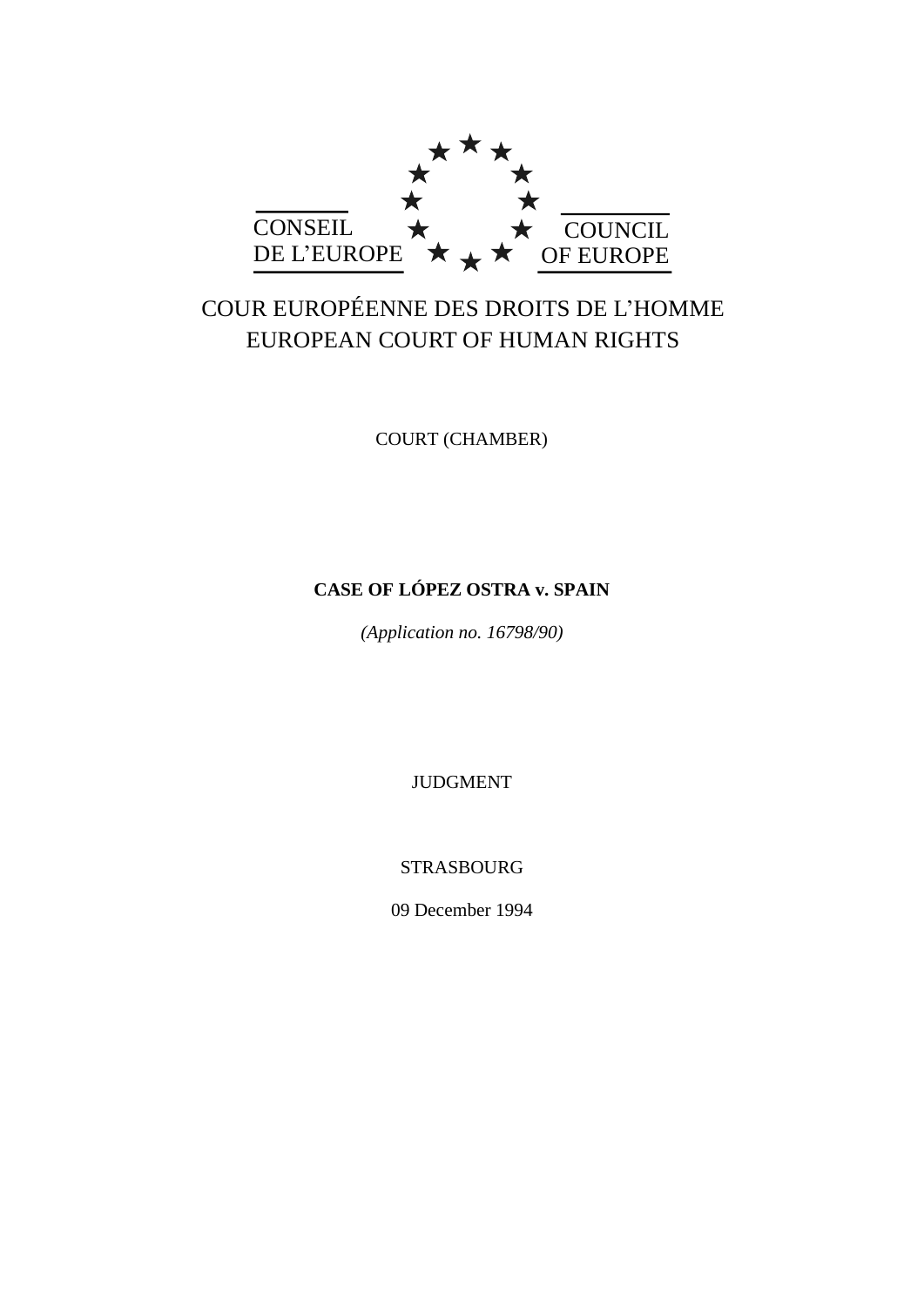CONSEIL DE L'EUROPE

COUNCIL OF EUROPE

COUR EUROPÉENNE DES DROITS DE L'HOMME
EUROPEAN COURT OF HUMAN RIGHTS

COURT (CHAMBER)

**CASE OF LÓPEZ OSTRA v. SPAIN**

*(Application no. 16798/90)*

JUDGMENT

STRASBOURG

09 December 1994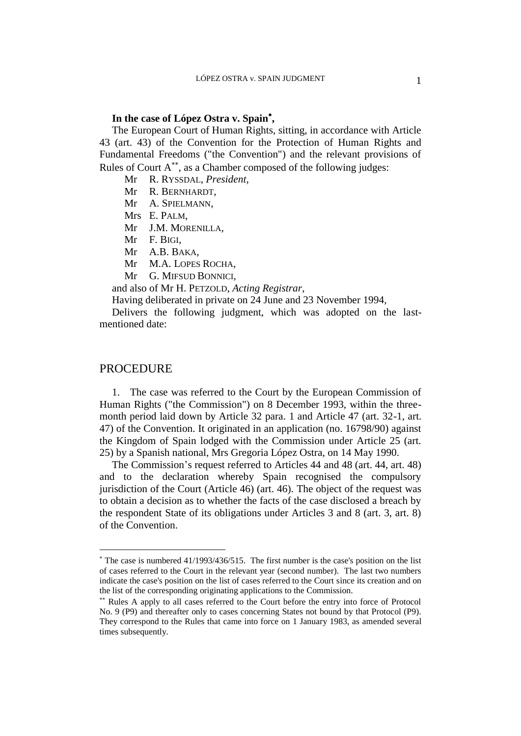**In the case of López Ostra v. Spain***,

The European Court of Human Rights, sitting, in accordance with Article 43 (art. 43) of the Convention for the Protection of Human Rights and Fundamental Freedoms ("the Convention") and the relevant provisions of Rules of Court A**, as a Chamber composed of the following judges:

Mr R. Ryssdal, *President*,
Mr R. Bernhardt,
Mr A. Spielmann,
Mrs E. Palm,
Mr J.M. Morenilla,
Mr F. Bigi,
Mr A.B. Baka,
Mr M.A. Lopes Rocha,
Mr G. Mifsud Bonnici,

and also of Mr H. Petzold, *Acting Registrar*,

Having deliberated in private on 24 June and 23 November 1994,

Delivers the following judgment, which was adopted on the last-mentioned date:

# PROCEDURE

1. The case was referred to the Court by the European Commission of Human Rights ("the Commission") on 8 December 1993, within the three-month period laid down by Article 32 para. 1 and Article 47 (art. 32-1, art. 47) of the Convention. It originated in an application (no. 16798/90) against the Kingdom of Spain lodged with the Commission under Article 25 (art. 25) by a Spanish national, Mrs Gregoria López Ostra, on 14 May 1990.

The Commission's request referred to Articles 44 and 48 (art. 44, art. 48) and to the declaration whereby Spain recognised the compulsory jurisdiction of the Court (Article 46) (art. 46). The object of the request was to obtain a decision as to whether the facts of the case disclosed a breach by the respondent State of its obligations under Articles 3 and 8 (art. 3, art. 8) of the Convention.

---

* The case is numbered 41/1993/436/515. The first number is the case's position on the list of cases referred to the Court in the relevant year (second number). The last two numbers indicate the case's position on the list of cases referred to the Court since its creation and on the list of the corresponding originating applications to the Commission.

** Rules A apply to all cases referred to the Court before the entry into force of Protocol No. 9 (P9) and thereafter only to cases concerning States not bound by that Protocol (P9). They correspond to the Rules that came into force on 1 January 1983, as amended several times subsequently.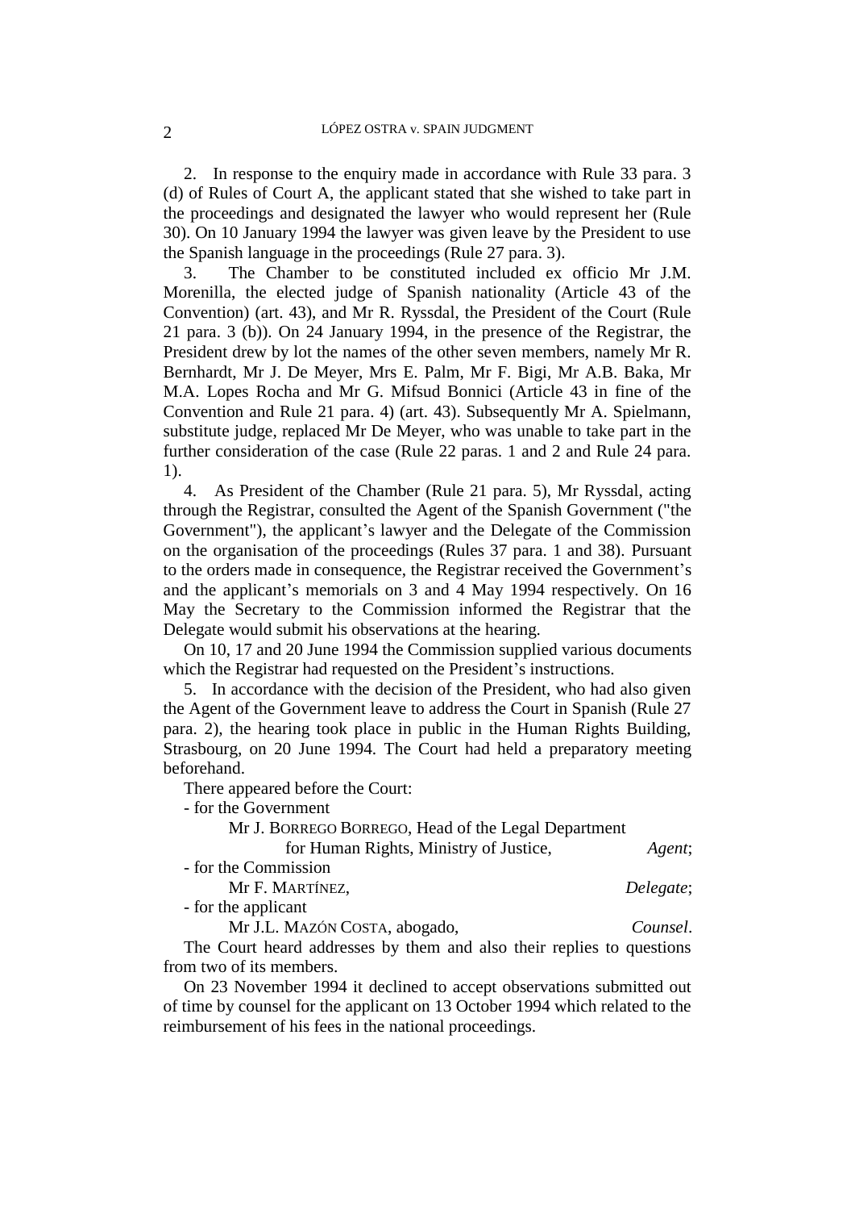2. In response to the enquiry made in accordance with Rule 33 para. 3 (d) of Rules of Court A, the applicant stated that she wished to take part in the proceedings and designated the lawyer who would represent her (Rule 30). On 10 January 1994 the lawyer was given leave by the President to use the Spanish language in the proceedings (Rule 27 para. 3).

3. The Chamber to be constituted included ex officio Mr J.M. Morenilla, the elected judge of Spanish nationality (Article 43 of the Convention) (art. 43), and Mr R. Ryssdal, the President of the Court (Rule 21 para. 3 (b)). On 24 January 1994, in the presence of the Registrar, the President drew by lot the names of the other seven members, namely Mr R. Bernhardt, Mr J. De Meyer, Mrs E. Palm, Mr F. Bigi, Mr A.B. Baka, Mr M.A. Lopes Rocha and Mr G. Mifsud Bonnici (Article 43 in fine of the Convention and Rule 21 para. 4) (art. 43). Subsequently Mr A. Spielmann, substitute judge, replaced Mr De Meyer, who was unable to take part in the further consideration of the case (Rule 22 paras. 1 and 2 and Rule 24 para. 1).

4. As President of the Chamber (Rule 21 para. 5), Mr Ryssdal, acting through the Registrar, consulted the Agent of the Spanish Government ("the Government"), the applicant's lawyer and the Delegate of the Commission on the organisation of the proceedings (Rules 37 para. 1 and 38). Pursuant to the orders made in consequence, the Registrar received the Government's and the applicant's memorials on 3 and 4 May 1994 respectively. On 16 May the Secretary to the Commission informed the Registrar that the Delegate would submit his observations at the hearing.

On 10, 17 and 20 June 1994 the Commission supplied various documents which the Registrar had requested on the President's instructions.

5. In accordance with the decision of the President, who had also given the Agent of the Government leave to address the Court in Spanish (Rule 27 para. 2), the hearing took place in public in the Human Rights Building, Strasbourg, on 20 June 1994. The Court had held a preparatory meeting beforehand.

There appeared before the Court:

- for the Government

Mr J. BORREGO BORREGO, Head of the Legal Department for Human Rights, Ministry of Justice, *Agent*;

- for the Commission

Mr F. MARTÍNEZ, *Delegate*;

- for the applicant

Mr J.L. MAZÓN COSTA, abogado, *Counsel*.

The Court heard addresses by them and also their replies to questions from two of its members.

On 23 November 1994 it declined to accept observations submitted out of time by counsel for the applicant on 13 October 1994 which related to the reimbursement of his fees in the national proceedings.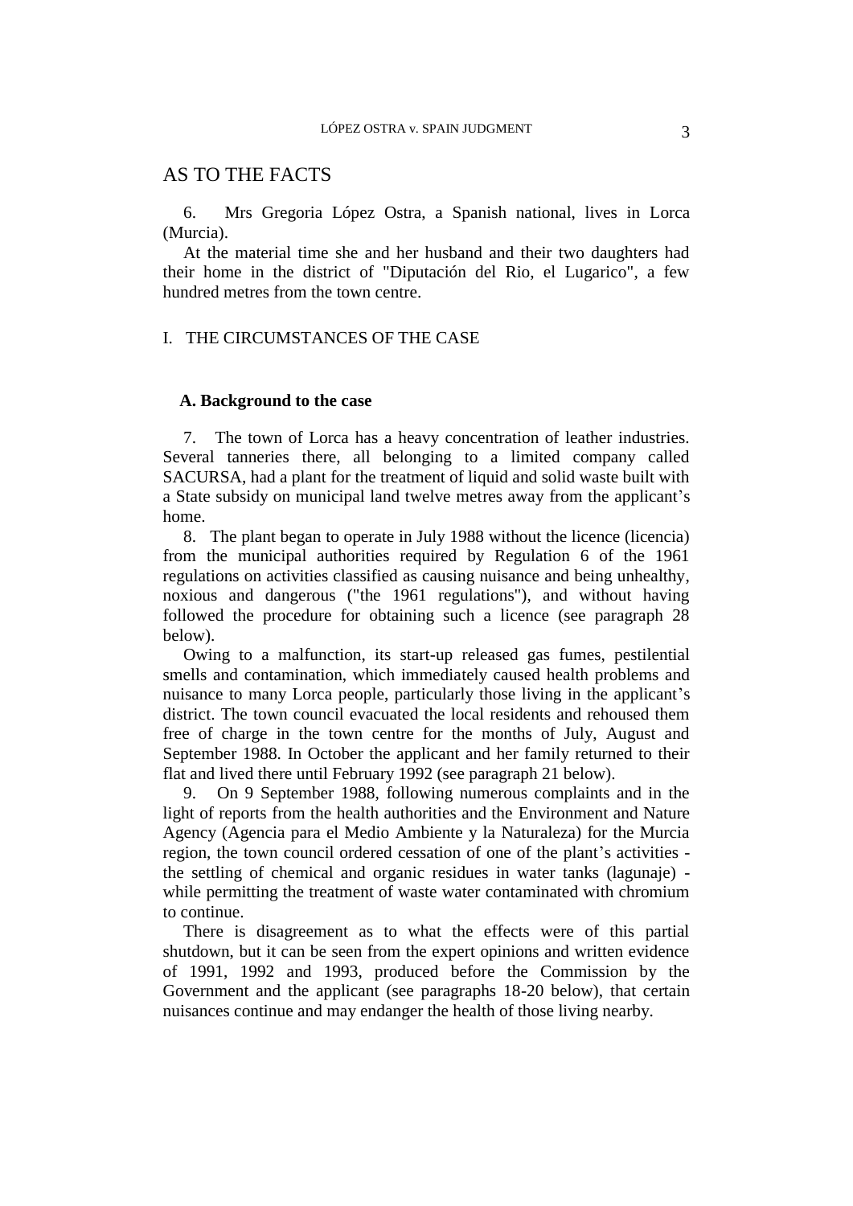## AS TO THE FACTS

6. Mrs Gregoria López Ostra, a Spanish national, lives in Lorca (Murcia).

At the material time she and her husband and their two daughters had their home in the district of "Diputación del Rio, el Lugarico", a few hundred metres from the town centre.

### I. THE CIRCUMSTANCES OF THE CASE

#### A. Background to the case

7. The town of Lorca has a heavy concentration of leather industries. Several tanneries there, all belonging to a limited company called SACURSA, had a plant for the treatment of liquid and solid waste built with a State subsidy on municipal land twelve metres away from the applicant's home.

8. The plant began to operate in July 1988 without the licence (licencia) from the municipal authorities required by Regulation 6 of the 1961 regulations on activities classified as causing nuisance and being unhealthy, noxious and dangerous ("the 1961 regulations"), and without having followed the procedure for obtaining such a licence (see paragraph 28 below).

Owing to a malfunction, its start-up released gas fumes, pestilential smells and contamination, which immediately caused health problems and nuisance to many Lorca people, particularly those living in the applicant's district. The town council evacuated the local residents and rehoused them free of charge in the town centre for the months of July, August and September 1988. In October the applicant and her family returned to their flat and lived there until February 1992 (see paragraph 21 below).

9. On 9 September 1988, following numerous complaints and in the light of reports from the health authorities and the Environment and Nature Agency (Agencia para el Medio Ambiente y la Naturaleza) for the Murcia region, the town council ordered cessation of one of the plant's activities - the settling of chemical and organic residues in water tanks (lagunaje) - while permitting the treatment of waste water contaminated with chromium to continue.

There is disagreement as to what the effects were of this partial shutdown, but it can be seen from the expert opinions and written evidence of 1991, 1992 and 1993, produced before the Commission by the Government and the applicant (see paragraphs 18-20 below), that certain nuisances continue and may endanger the health of those living nearby.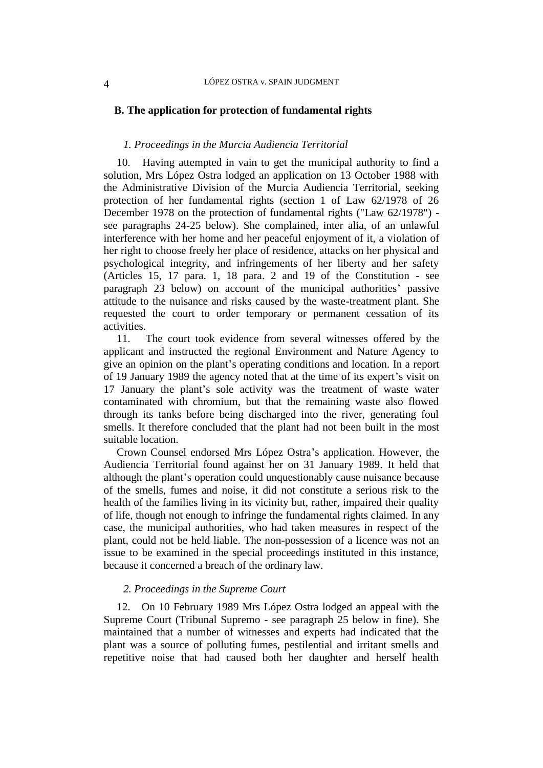## B. The application for protection of fundamental rights

### *1. Proceedings in the Murcia Audiencia Territorial*

10. Having attempted in vain to get the municipal authority to find a solution, Mrs López Ostra lodged an application on 13 October 1988 with the Administrative Division of the Murcia Audiencia Territorial, seeking protection of her fundamental rights (section 1 of Law 62/1978 of 26 December 1978 on the protection of fundamental rights ("Law 62/1978") - see paragraphs 24-25 below). She complained, inter alia, of an unlawful interference with her home and her peaceful enjoyment of it, a violation of her right to choose freely her place of residence, attacks on her physical and psychological integrity, and infringements of her liberty and her safety (Articles 15, 17 para. 1, 18 para. 2 and 19 of the Constitution - see paragraph 23 below) on account of the municipal authorities' passive attitude to the nuisance and risks caused by the waste-treatment plant. She requested the court to order temporary or permanent cessation of its activities.

11. The court took evidence from several witnesses offered by the applicant and instructed the regional Environment and Nature Agency to give an opinion on the plant's operating conditions and location. In a report of 19 January 1989 the agency noted that at the time of its expert's visit on 17 January the plant's sole activity was the treatment of waste water contaminated with chromium, but that the remaining waste also flowed through its tanks before being discharged into the river, generating foul smells. It therefore concluded that the plant had not been built in the most suitable location.

Crown Counsel endorsed Mrs López Ostra's application. However, the Audiencia Territorial found against her on 31 January 1989. It held that although the plant's operation could unquestionably cause nuisance because of the smells, fumes and noise, it did not constitute a serious risk to the health of the families living in its vicinity but, rather, impaired their quality of life, though not enough to infringe the fundamental rights claimed. In any case, the municipal authorities, who had taken measures in respect of the plant, could not be held liable. The non-possession of a licence was not an issue to be examined in the special proceedings instituted in this instance, because it concerned a breach of the ordinary law.

### *2. Proceedings in the Supreme Court*

12. On 10 February 1989 Mrs López Ostra lodged an appeal with the Supreme Court (Tribunal Supremo - see paragraph 25 below in fine). She maintained that a number of witnesses and experts had indicated that the plant was a source of polluting fumes, pestilential and irritant smells and repetitive noise that had caused both her daughter and herself health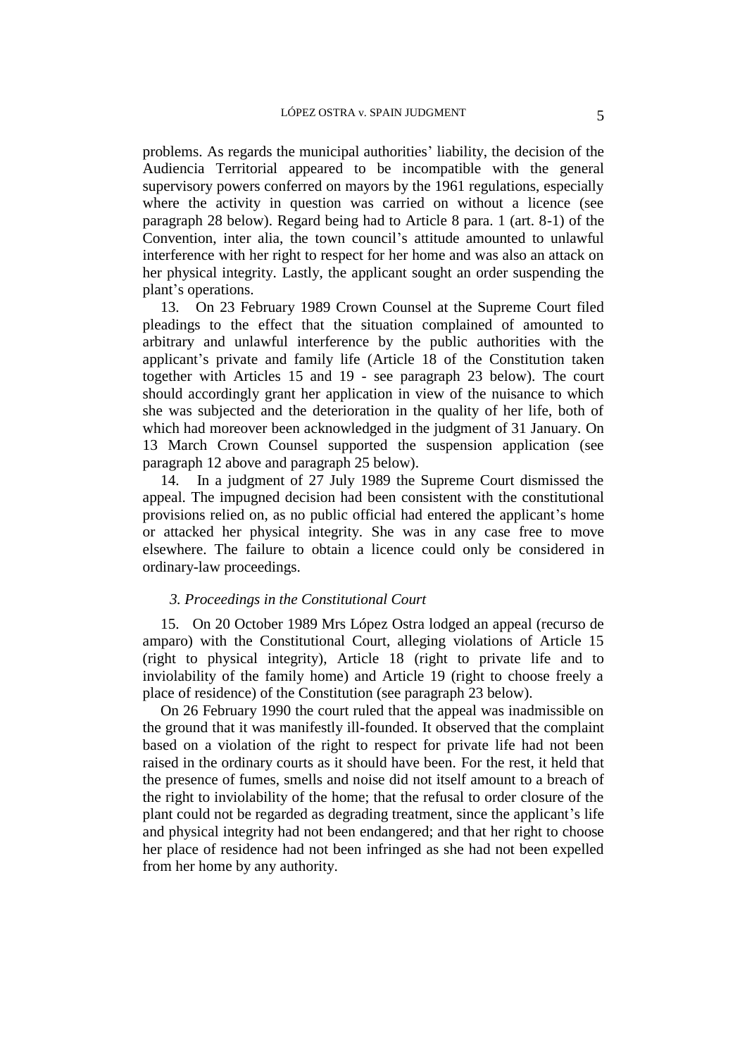problems. As regards the municipal authorities' liability, the decision of the Audiencia Territorial appeared to be incompatible with the general supervisory powers conferred on mayors by the 1961 regulations, especially where the activity in question was carried on without a licence (see paragraph 28 below). Regard being had to Article 8 para. 1 (art. 8-1) of the Convention, inter alia, the town council's attitude amounted to unlawful interference with her right to respect for her home and was also an attack on her physical integrity. Lastly, the applicant sought an order suspending the plant's operations.

13. On 23 February 1989 Crown Counsel at the Supreme Court filed pleadings to the effect that the situation complained of amounted to arbitrary and unlawful interference by the public authorities with the applicant's private and family life (Article 18 of the Constitution taken together with Articles 15 and 19 - see paragraph 23 below). The court should accordingly grant her application in view of the nuisance to which she was subjected and the deterioration in the quality of her life, both of which had moreover been acknowledged in the judgment of 31 January. On 13 March Crown Counsel supported the suspension application (see paragraph 12 above and paragraph 25 below).

14. In a judgment of 27 July 1989 the Supreme Court dismissed the appeal. The impugned decision had been consistent with the constitutional provisions relied on, as no public official had entered the applicant's home or attacked her physical integrity. She was in any case free to move elsewhere. The failure to obtain a licence could only be considered in ordinary-law proceedings.

### *3. Proceedings in the Constitutional Court*

15. On 20 October 1989 Mrs López Ostra lodged an appeal (recurso de amparo) with the Constitutional Court, alleging violations of Article 15 (right to physical integrity), Article 18 (right to private life and to inviolability of the family home) and Article 19 (right to choose freely a place of residence) of the Constitution (see paragraph 23 below).

On 26 February 1990 the court ruled that the appeal was inadmissible on the ground that it was manifestly ill-founded. It observed that the complaint based on a violation of the right to respect for private life had not been raised in the ordinary courts as it should have been. For the rest, it held that the presence of fumes, smells and noise did not itself amount to a breach of the right to inviolability of the home; that the refusal to order closure of the plant could not be regarded as degrading treatment, since the applicant's life and physical integrity had not been endangered; and that her right to choose her place of residence had not been infringed as she had not been expelled from her home by any authority.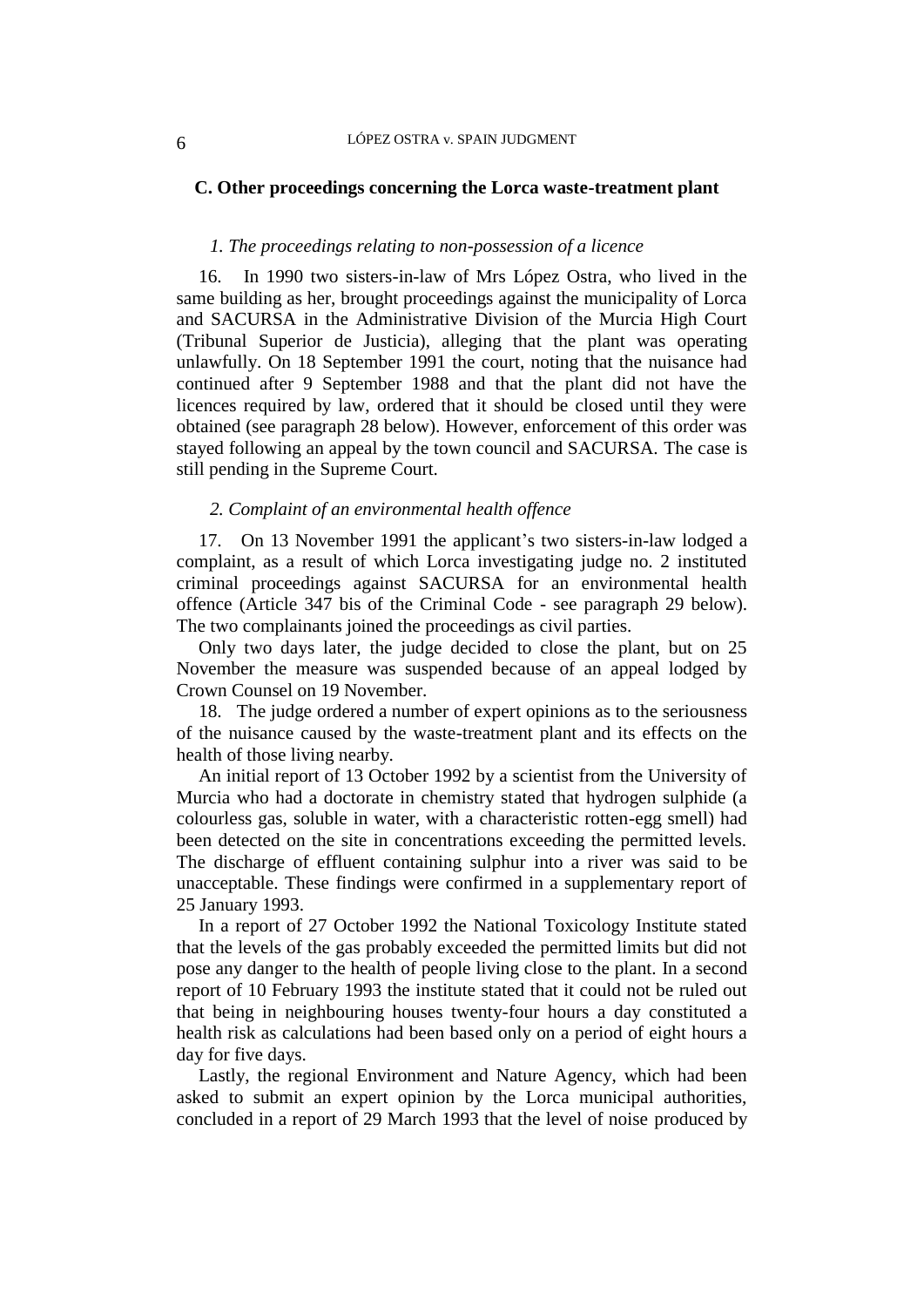### C. Other proceedings concerning the Lorca waste-treatment plant

#### *1. The proceedings relating to non-possession of a licence*

16. In 1990 two sisters-in-law of Mrs López Ostra, who lived in the same building as her, brought proceedings against the municipality of Lorca and SACURSA in the Administrative Division of the Murcia High Court (Tribunal Superior de Justicia), alleging that the plant was operating unlawfully. On 18 September 1991 the court, noting that the nuisance had continued after 9 September 1988 and that the plant did not have the licences required by law, ordered that it should be closed until they were obtained (see paragraph 28 below). However, enforcement of this order was stayed following an appeal by the town council and SACURSA. The case is still pending in the Supreme Court.

#### *2. Complaint of an environmental health offence*

17. On 13 November 1991 the applicant's two sisters-in-law lodged a complaint, as a result of which Lorca investigating judge no. 2 instituted criminal proceedings against SACURSA for an environmental health offence (Article 347 bis of the Criminal Code - see paragraph 29 below). The two complainants joined the proceedings as civil parties.

Only two days later, the judge decided to close the plant, but on 25 November the measure was suspended because of an appeal lodged by Crown Counsel on 19 November.

18. The judge ordered a number of expert opinions as to the seriousness of the nuisance caused by the waste-treatment plant and its effects on the health of those living nearby.

An initial report of 13 October 1992 by a scientist from the University of Murcia who had a doctorate in chemistry stated that hydrogen sulphide (a colourless gas, soluble in water, with a characteristic rotten-egg smell) had been detected on the site in concentrations exceeding the permitted levels. The discharge of effluent containing sulphur into a river was said to be unacceptable. These findings were confirmed in a supplementary report of 25 January 1993.

In a report of 27 October 1992 the National Toxicology Institute stated that the levels of the gas probably exceeded the permitted limits but did not pose any danger to the health of people living close to the plant. In a second report of 10 February 1993 the institute stated that it could not be ruled out that being in neighbouring houses twenty-four hours a day constituted a health risk as calculations had been based only on a period of eight hours a day for five days.

Lastly, the regional Environment and Nature Agency, which had been asked to submit an expert opinion by the Lorca municipal authorities, concluded in a report of 29 March 1993 that the level of noise produced by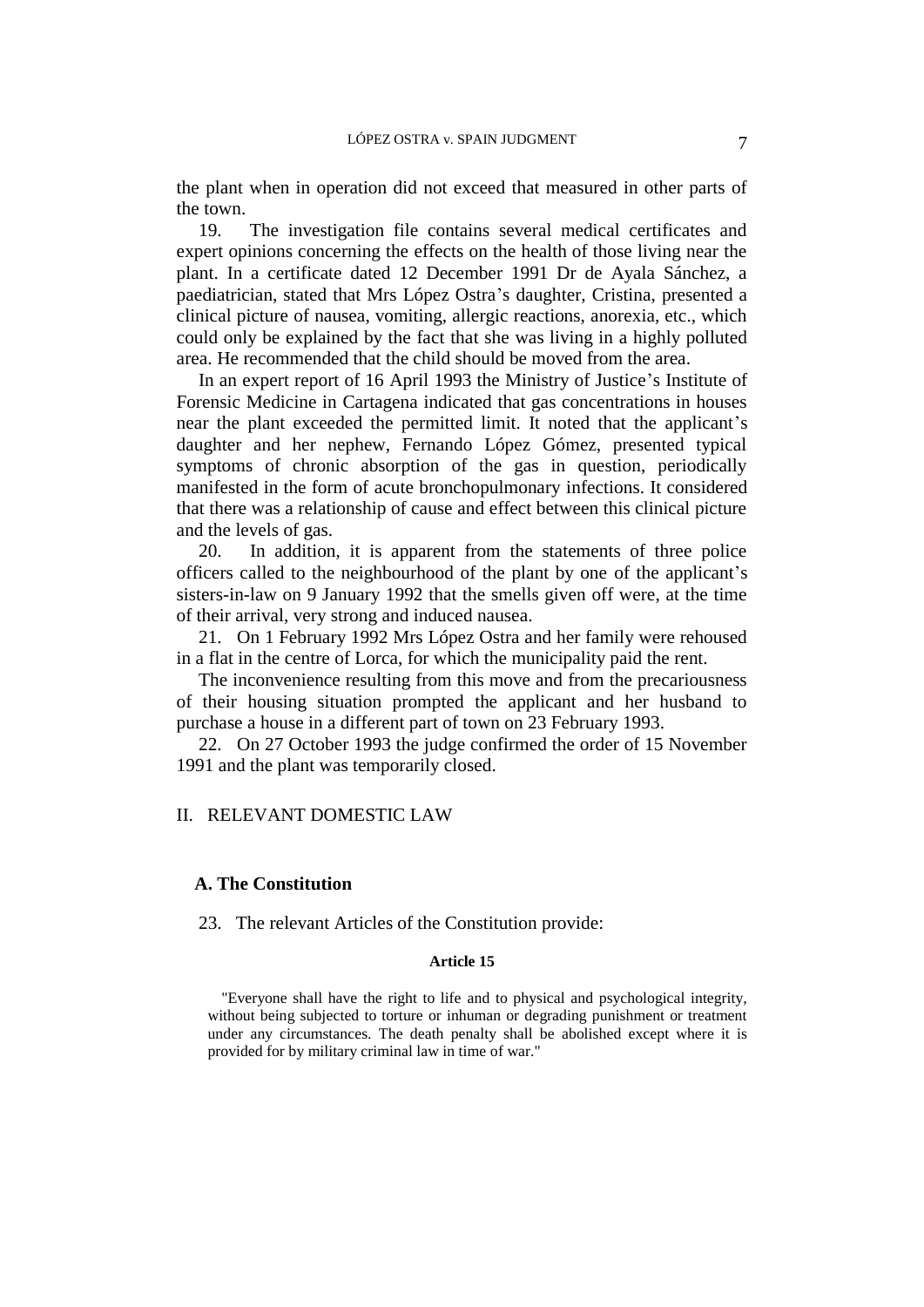the plant when in operation did not exceed that measured in other parts of the town.

19. The investigation file contains several medical certificates and expert opinions concerning the effects on the health of those living near the plant. In a certificate dated 12 December 1991 Dr de Ayala Sánchez, a paediatrician, stated that Mrs López Ostra's daughter, Cristina, presented a clinical picture of nausea, vomiting, allergic reactions, anorexia, etc., which could only be explained by the fact that she was living in a highly polluted area. He recommended that the child should be moved from the area.

In an expert report of 16 April 1993 the Ministry of Justice's Institute of Forensic Medicine in Cartagena indicated that gas concentrations in houses near the plant exceeded the permitted limit. It noted that the applicant's daughter and her nephew, Fernando López Gómez, presented typical symptoms of chronic absorption of the gas in question, periodically manifested in the form of acute bronchopulmonary infections. It considered that there was a relationship of cause and effect between this clinical picture and the levels of gas.

20. In addition, it is apparent from the statements of three police officers called to the neighbourhood of the plant by one of the applicant's sisters-in-law on 9 January 1992 that the smells given off were, at the time of their arrival, very strong and induced nausea.

21. On 1 February 1992 Mrs López Ostra and her family were rehoused in a flat in the centre of Lorca, for which the municipality paid the rent.

The inconvenience resulting from this move and from the precariousness of their housing situation prompted the applicant and her husband to purchase a house in a different part of town on 23 February 1993.

22. On 27 October 1993 the judge confirmed the order of 15 November 1991 and the plant was temporarily closed.

## II. RELEVANT DOMESTIC LAW

### A. The Constitution

23. The relevant Articles of the Constitution provide:

**Article 15**

> "Everyone shall have the right to life and to physical and psychological integrity, without being subjected to torture or inhuman or degrading punishment or treatment under any circumstances. The death penalty shall be abolished except where it is provided for by military criminal law in time of war."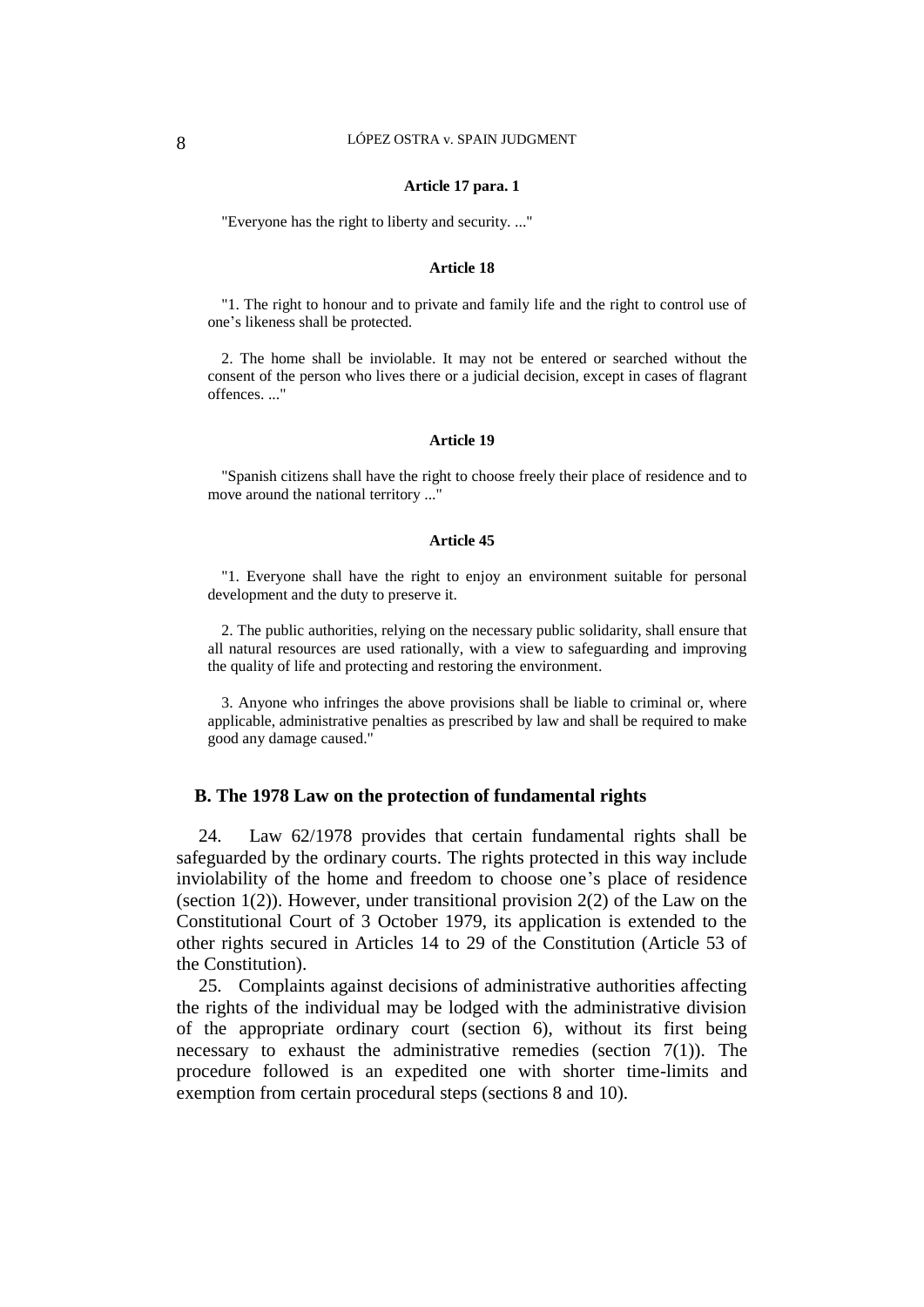**Article 17 para. 1**

"Everyone has the right to liberty and security. ..."

**Article 18**

"1. The right to honour and to private and family life and the right to control use of one's likeness shall be protected.

2. The home shall be inviolable. It may not be entered or searched without the consent of the person who lives there or a judicial decision, except in cases of flagrant offences. ..."

**Article 19**

"Spanish citizens shall have the right to choose freely their place of residence and to move around the national territory ..."

**Article 45**

"1. Everyone shall have the right to enjoy an environment suitable for personal development and the duty to preserve it.

2. The public authorities, relying on the necessary public solidarity, shall ensure that all natural resources are used rationally, with a view to safeguarding and improving the quality of life and protecting and restoring the environment.

3. Anyone who infringes the above provisions shall be liable to criminal or, where applicable, administrative penalties as prescribed by law and shall be required to make good any damage caused."

### B. The 1978 Law on the protection of fundamental rights

24. Law 62/1978 provides that certain fundamental rights shall be safeguarded by the ordinary courts. The rights protected in this way include inviolability of the home and freedom to choose one's place of residence (section 1(2)). However, under transitional provision 2(2) of the Law on the Constitutional Court of 3 October 1979, its application is extended to the other rights secured in Articles 14 to 29 of the Constitution (Article 53 of the Constitution).

25. Complaints against decisions of administrative authorities affecting the rights of the individual may be lodged with the administrative division of the appropriate ordinary court (section 6), without its first being necessary to exhaust the administrative remedies (section 7(1)). The procedure followed is an expedited one with shorter time-limits and exemption from certain procedural steps (sections 8 and 10).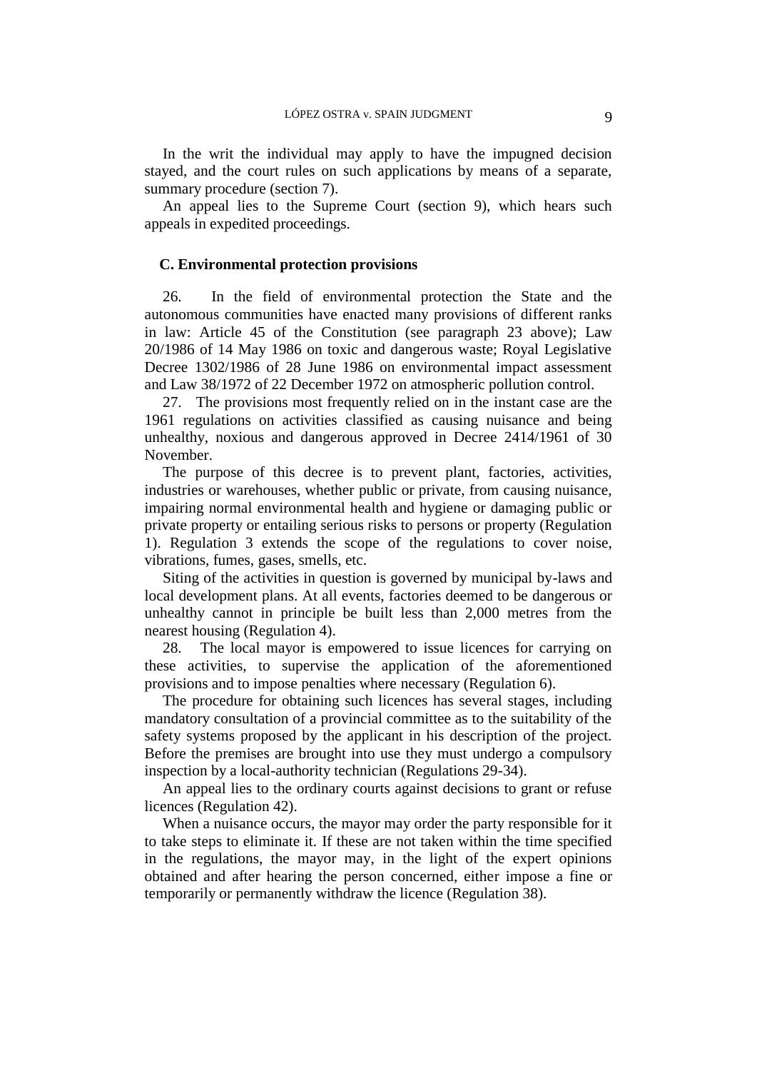In the writ the individual may apply to have the impugned decision stayed, and the court rules on such applications by means of a separate, summary procedure (section 7).

An appeal lies to the Supreme Court (section 9), which hears such appeals in expedited proceedings.

### C. Environmental protection provisions

26. In the field of environmental protection the State and the autonomous communities have enacted many provisions of different ranks in law: Article 45 of the Constitution (see paragraph 23 above); Law 20/1986 of 14 May 1986 on toxic and dangerous waste; Royal Legislative Decree 1302/1986 of 28 June 1986 on environmental impact assessment and Law 38/1972 of 22 December 1972 on atmospheric pollution control.

27. The provisions most frequently relied on in the instant case are the 1961 regulations on activities classified as causing nuisance and being unhealthy, noxious and dangerous approved in Decree 2414/1961 of 30 November.

The purpose of this decree is to prevent plant, factories, activities, industries or warehouses, whether public or private, from causing nuisance, impairing normal environmental health and hygiene or damaging public or private property or entailing serious risks to persons or property (Regulation 1). Regulation 3 extends the scope of the regulations to cover noise, vibrations, fumes, gases, smells, etc.

Siting of the activities in question is governed by municipal by-laws and local development plans. At all events, factories deemed to be dangerous or unhealthy cannot in principle be built less than 2,000 metres from the nearest housing (Regulation 4).

28. The local mayor is empowered to issue licences for carrying on these activities, to supervise the application of the aforementioned provisions and to impose penalties where necessary (Regulation 6).

The procedure for obtaining such licences has several stages, including mandatory consultation of a provincial committee as to the suitability of the safety systems proposed by the applicant in his description of the project. Before the premises are brought into use they must undergo a compulsory inspection by a local-authority technician (Regulations 29-34).

An appeal lies to the ordinary courts against decisions to grant or refuse licences (Regulation 42).

When a nuisance occurs, the mayor may order the party responsible for it to take steps to eliminate it. If these are not taken within the time specified in the regulations, the mayor may, in the light of the expert opinions obtained and after hearing the person concerned, either impose a fine or temporarily or permanently withdraw the licence (Regulation 38).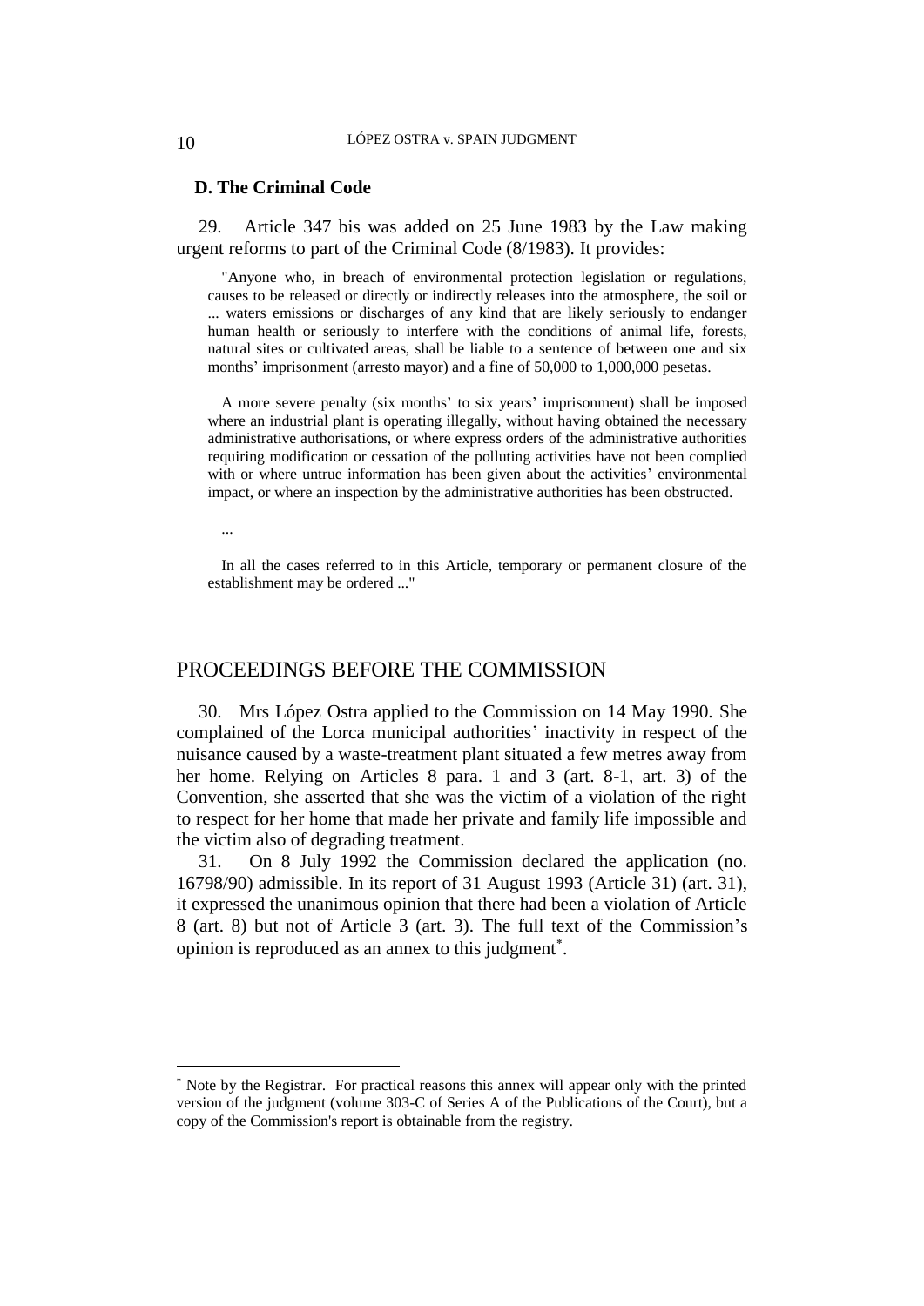### D. The Criminal Code

29. Article 347 bis was added on 25 June 1983 by the Law making urgent reforms to part of the Criminal Code (8/1983). It provides:

> "Anyone who, in breach of environmental protection legislation or regulations, causes to be released or directly or indirectly releases into the atmosphere, the soil or ... waters emissions or discharges of any kind that are likely seriously to endanger human health or seriously to interfere with the conditions of animal life, forests, natural sites or cultivated areas, shall be liable to a sentence of between one and six months' imprisonment (arresto mayor) and a fine of 50,000 to 1,000,000 pesetas.
>
> A more severe penalty (six months' to six years' imprisonment) shall be imposed where an industrial plant is operating illegally, without having obtained the necessary administrative authorisations, or where express orders of the administrative authorities requiring modification or cessation of the polluting activities have not been complied with or where untrue information has been given about the activities' environmental impact, or where an inspection by the administrative authorities has been obstructed.
>
> ...
>
> In all the cases referred to in this Article, temporary or permanent closure of the establishment may be ordered ..."

## PROCEEDINGS BEFORE THE COMMISSION

30. Mrs López Ostra applied to the Commission on 14 May 1990. She complained of the Lorca municipal authorities' inactivity in respect of the nuisance caused by a waste-treatment plant situated a few metres away from her home. Relying on Articles 8 para. 1 and 3 (art. 8-1, art. 3) of the Convention, she asserted that she was the victim of a violation of the right to respect for her home that made her private and family life impossible and the victim also of degrading treatment.

31. On 8 July 1992 the Commission declared the application (no. 16798/90) admissible. In its report of 31 August 1993 (Article 31) (art. 31), it expressed the unanimous opinion that there had been a violation of Article 8 (art. 8) but not of Article 3 (art. 3). The full text of the Commission's opinion is reproduced as an annex to this judgment[*].

---

[*] Note by the Registrar. For practical reasons this annex will appear only with the printed version of the judgment (volume 303-C of Series A of the Publications of the Court), but a copy of the Commission's report is obtainable from the registry.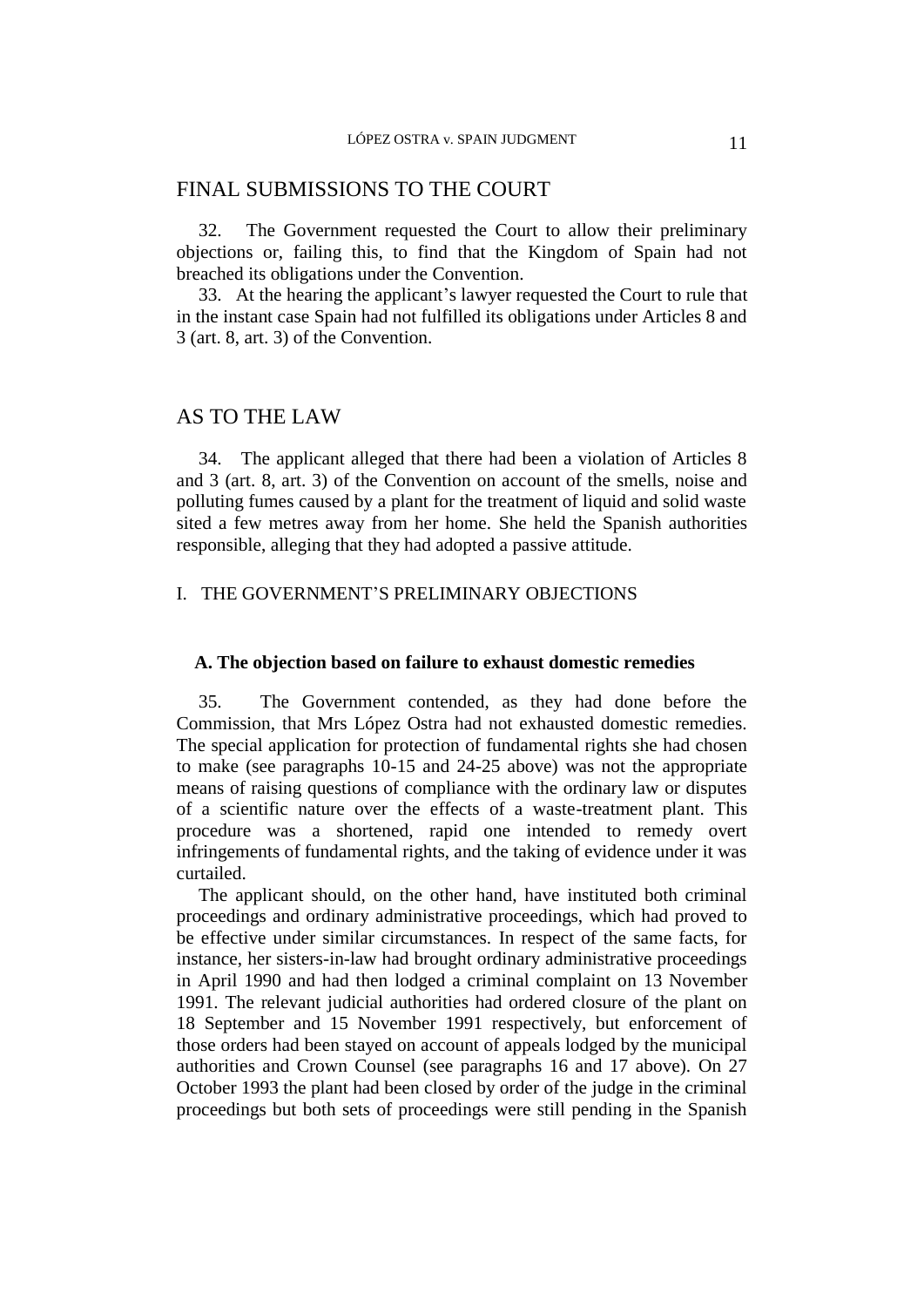## FINAL SUBMISSIONS TO THE COURT

32. The Government requested the Court to allow their preliminary objections or, failing this, to find that the Kingdom of Spain had not breached its obligations under the Convention.

33. At the hearing the applicant's lawyer requested the Court to rule that in the instant case Spain had not fulfilled its obligations under Articles 8 and 3 (art. 8, art. 3) of the Convention.

## AS TO THE LAW

34. The applicant alleged that there had been a violation of Articles 8 and 3 (art. 8, art. 3) of the Convention on account of the smells, noise and polluting fumes caused by a plant for the treatment of liquid and solid waste sited a few metres away from her home. She held the Spanish authorities responsible, alleging that they had adopted a passive attitude.

### I. THE GOVERNMENT'S PRELIMINARY OBJECTIONS

#### A. The objection based on failure to exhaust domestic remedies

35. The Government contended, as they had done before the Commission, that Mrs López Ostra had not exhausted domestic remedies. The special application for protection of fundamental rights she had chosen to make (see paragraphs 10-15 and 24-25 above) was not the appropriate means of raising questions of compliance with the ordinary law or disputes of a scientific nature over the effects of a waste-treatment plant. This procedure was a shortened, rapid one intended to remedy overt infringements of fundamental rights, and the taking of evidence under it was curtailed.

The applicant should, on the other hand, have instituted both criminal proceedings and ordinary administrative proceedings, which had proved to be effective under similar circumstances. In respect of the same facts, for instance, her sisters-in-law had brought ordinary administrative proceedings in April 1990 and had then lodged a criminal complaint on 13 November 1991. The relevant judicial authorities had ordered closure of the plant on 18 September and 15 November 1991 respectively, but enforcement of those orders had been stayed on account of appeals lodged by the municipal authorities and Crown Counsel (see paragraphs 16 and 17 above). On 27 October 1993 the plant had been closed by order of the judge in the criminal proceedings but both sets of proceedings were still pending in the Spanish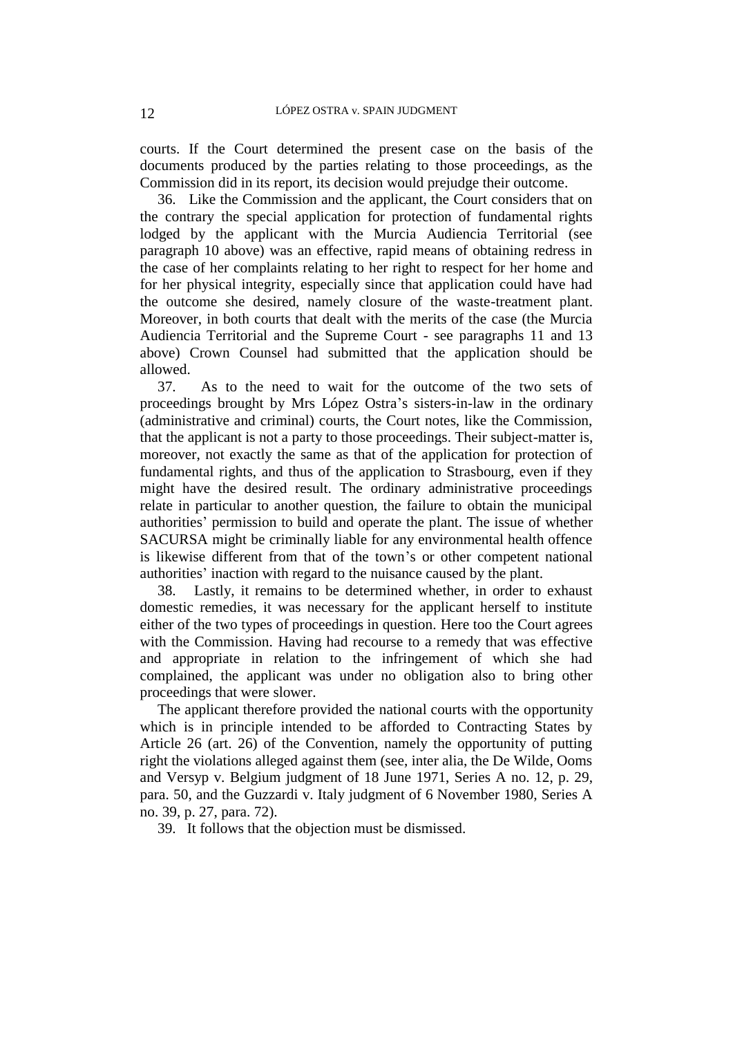courts. If the Court determined the present case on the basis of the documents produced by the parties relating to those proceedings, as the Commission did in its report, its decision would prejudge their outcome.

36. Like the Commission and the applicant, the Court considers that on the contrary the special application for protection of fundamental rights lodged by the applicant with the Murcia Audiencia Territorial (see paragraph 10 above) was an effective, rapid means of obtaining redress in the case of her complaints relating to her right to respect for her home and for her physical integrity, especially since that application could have had the outcome she desired, namely closure of the waste-treatment plant. Moreover, in both courts that dealt with the merits of the case (the Murcia Audiencia Territorial and the Supreme Court - see paragraphs 11 and 13 above) Crown Counsel had submitted that the application should be allowed.

37. As to the need to wait for the outcome of the two sets of proceedings brought by Mrs López Ostra's sisters-in-law in the ordinary (administrative and criminal) courts, the Court notes, like the Commission, that the applicant is not a party to those proceedings. Their subject-matter is, moreover, not exactly the same as that of the application for protection of fundamental rights, and thus of the application to Strasbourg, even if they might have the desired result. The ordinary administrative proceedings relate in particular to another question, the failure to obtain the municipal authorities' permission to build and operate the plant. The issue of whether SACURSA might be criminally liable for any environmental health offence is likewise different from that of the town's or other competent national authorities' inaction with regard to the nuisance caused by the plant.

38. Lastly, it remains to be determined whether, in order to exhaust domestic remedies, it was necessary for the applicant herself to institute either of the two types of proceedings in question. Here too the Court agrees with the Commission. Having had recourse to a remedy that was effective and appropriate in relation to the infringement of which she had complained, the applicant was under no obligation also to bring other proceedings that were slower.

The applicant therefore provided the national courts with the opportunity which is in principle intended to be afforded to Contracting States by Article 26 (art. 26) of the Convention, namely the opportunity of putting right the violations alleged against them (see, inter alia, the De Wilde, Ooms and Versyp v. Belgium judgment of 18 June 1971, Series A no. 12, p. 29, para. 50, and the Guzzardi v. Italy judgment of 6 November 1980, Series A no. 39, p. 27, para. 72).

39. It follows that the objection must be dismissed.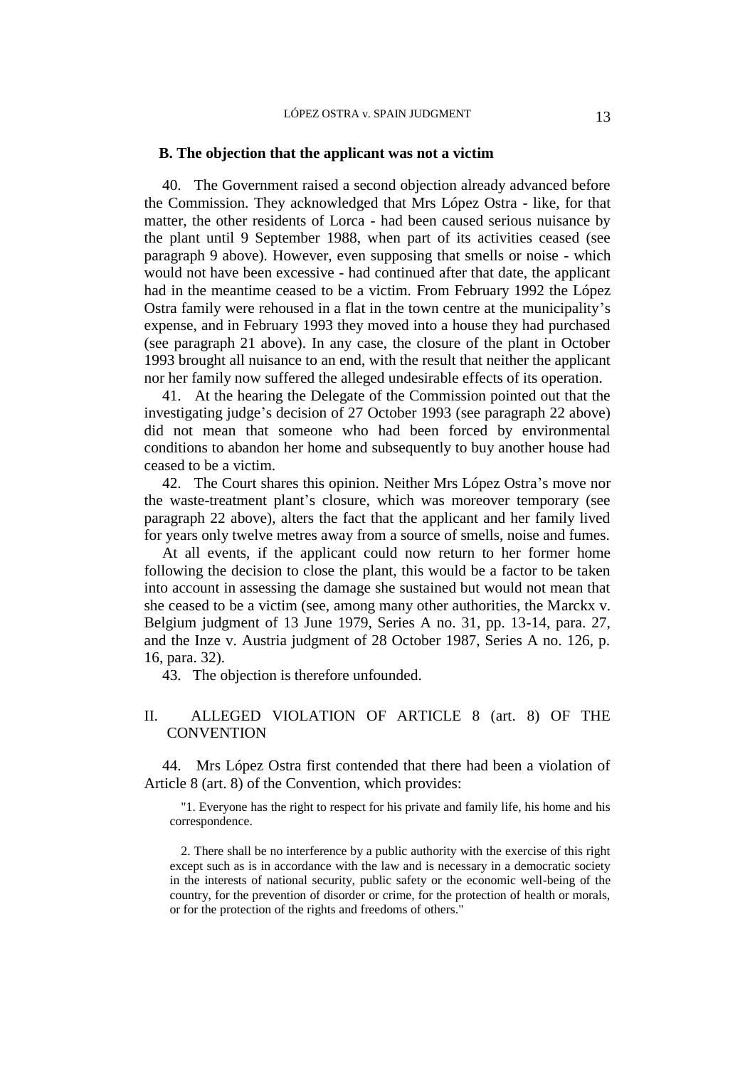### B. The objection that the applicant was not a victim

40. The Government raised a second objection already advanced before the Commission. They acknowledged that Mrs López Ostra - like, for that matter, the other residents of Lorca - had been caused serious nuisance by the plant until 9 September 1988, when part of its activities ceased (see paragraph 9 above). However, even supposing that smells or noise - which would not have been excessive - had continued after that date, the applicant had in the meantime ceased to be a victim. From February 1992 the López Ostra family were rehoused in a flat in the town centre at the municipality's expense, and in February 1993 they moved into a house they had purchased (see paragraph 21 above). In any case, the closure of the plant in October 1993 brought all nuisance to an end, with the result that neither the applicant nor her family now suffered the alleged undesirable effects of its operation.

41. At the hearing the Delegate of the Commission pointed out that the investigating judge's decision of 27 October 1993 (see paragraph 22 above) did not mean that someone who had been forced by environmental conditions to abandon her home and subsequently to buy another house had ceased to be a victim.

42. The Court shares this opinion. Neither Mrs López Ostra's move nor the waste-treatment plant's closure, which was moreover temporary (see paragraph 22 above), alters the fact that the applicant and her family lived for years only twelve metres away from a source of smells, noise and fumes.

At all events, if the applicant could now return to her former home following the decision to close the plant, this would be a factor to be taken into account in assessing the damage she sustained but would not mean that she ceased to be a victim (see, among many other authorities, the Marckx v. Belgium judgment of 13 June 1979, Series A no. 31, pp. 13-14, para. 27, and the Inze v. Austria judgment of 28 October 1987, Series A no. 126, p. 16, para. 32).

43. The objection is therefore unfounded.

## II. ALLEGED VIOLATION OF ARTICLE 8 (art. 8) OF THE CONVENTION

44. Mrs López Ostra first contended that there had been a violation of Article 8 (art. 8) of the Convention, which provides:

> "1. Everyone has the right to respect for his private and family life, his home and his correspondence.
>
> 2. There shall be no interference by a public authority with the exercise of this right except such as is in accordance with the law and is necessary in a democratic society in the interests of national security, public safety or the economic well-being of the country, for the prevention of disorder or crime, for the protection of health or morals, or for the protection of the rights and freedoms of others."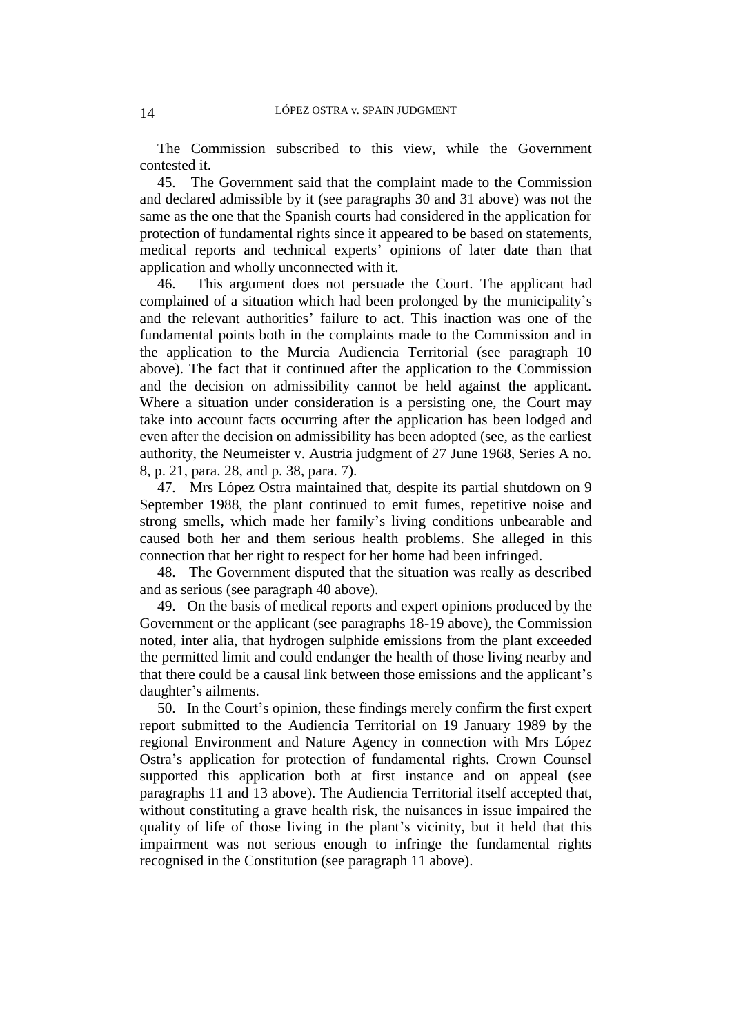The Commission subscribed to this view, while the Government contested it.

45. The Government said that the complaint made to the Commission and declared admissible by it (see paragraphs 30 and 31 above) was not the same as the one that the Spanish courts had considered in the application for protection of fundamental rights since it appeared to be based on statements, medical reports and technical experts' opinions of later date than that application and wholly unconnected with it.

46. This argument does not persuade the Court. The applicant had complained of a situation which had been prolonged by the municipality's and the relevant authorities' failure to act. This inaction was one of the fundamental points both in the complaints made to the Commission and in the application to the Murcia Audiencia Territorial (see paragraph 10 above). The fact that it continued after the application to the Commission and the decision on admissibility cannot be held against the applicant. Where a situation under consideration is a persisting one, the Court may take into account facts occurring after the application has been lodged and even after the decision on admissibility has been adopted (see, as the earliest authority, the Neumeister v. Austria judgment of 27 June 1968, Series A no. 8, p. 21, para. 28, and p. 38, para. 7).

47. Mrs López Ostra maintained that, despite its partial shutdown on 9 September 1988, the plant continued to emit fumes, repetitive noise and strong smells, which made her family's living conditions unbearable and caused both her and them serious health problems. She alleged in this connection that her right to respect for her home had been infringed.

48. The Government disputed that the situation was really as described and as serious (see paragraph 40 above).

49. On the basis of medical reports and expert opinions produced by the Government or the applicant (see paragraphs 18-19 above), the Commission noted, inter alia, that hydrogen sulphide emissions from the plant exceeded the permitted limit and could endanger the health of those living nearby and that there could be a causal link between those emissions and the applicant's daughter's ailments.

50. In the Court's opinion, these findings merely confirm the first expert report submitted to the Audiencia Territorial on 19 January 1989 by the regional Environment and Nature Agency in connection with Mrs López Ostra's application for protection of fundamental rights. Crown Counsel supported this application both at first instance and on appeal (see paragraphs 11 and 13 above). The Audiencia Territorial itself accepted that, without constituting a grave health risk, the nuisances in issue impaired the quality of life of those living in the plant's vicinity, but it held that this impairment was not serious enough to infringe the fundamental rights recognised in the Constitution (see paragraph 11 above).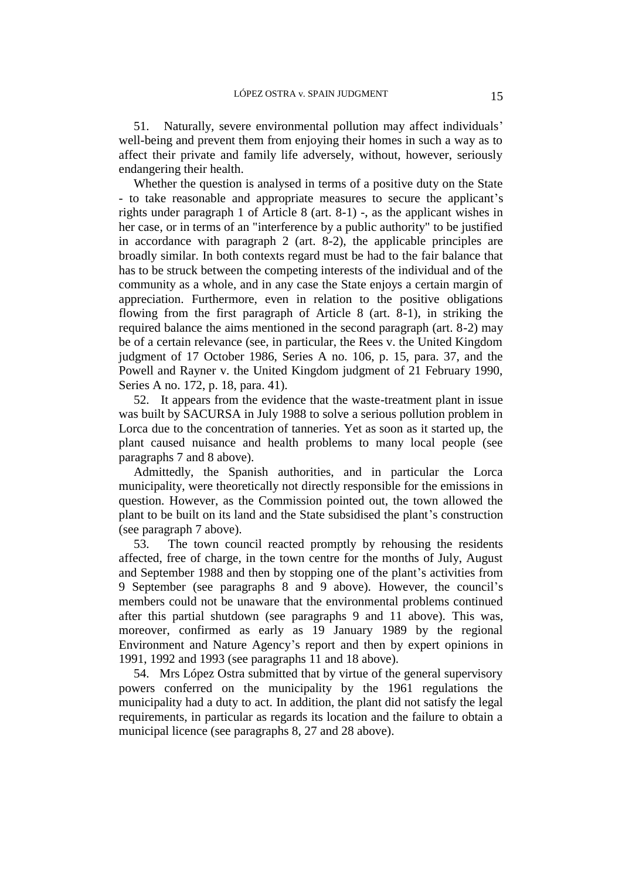51. Naturally, severe environmental pollution may affect individuals' well-being and prevent them from enjoying their homes in such a way as to affect their private and family life adversely, without, however, seriously endangering their health.

Whether the question is analysed in terms of a positive duty on the State - to take reasonable and appropriate measures to secure the applicant's rights under paragraph 1 of Article 8 (art. 8-1) -, as the applicant wishes in her case, or in terms of an "interference by a public authority" to be justified in accordance with paragraph 2 (art. 8-2), the applicable principles are broadly similar. In both contexts regard must be had to the fair balance that has to be struck between the competing interests of the individual and of the community as a whole, and in any case the State enjoys a certain margin of appreciation. Furthermore, even in relation to the positive obligations flowing from the first paragraph of Article 8 (art. 8-1), in striking the required balance the aims mentioned in the second paragraph (art. 8-2) may be of a certain relevance (see, in particular, the Rees v. the United Kingdom judgment of 17 October 1986, Series A no. 106, p. 15, para. 37, and the Powell and Rayner v. the United Kingdom judgment of 21 February 1990, Series A no. 172, p. 18, para. 41).

52. It appears from the evidence that the waste-treatment plant in issue was built by SACURSA in July 1988 to solve a serious pollution problem in Lorca due to the concentration of tanneries. Yet as soon as it started up, the plant caused nuisance and health problems to many local people (see paragraphs 7 and 8 above).

Admittedly, the Spanish authorities, and in particular the Lorca municipality, were theoretically not directly responsible for the emissions in question. However, as the Commission pointed out, the town allowed the plant to be built on its land and the State subsidised the plant's construction (see paragraph 7 above).

53. The town council reacted promptly by rehousing the residents affected, free of charge, in the town centre for the months of July, August and September 1988 and then by stopping one of the plant's activities from 9 September (see paragraphs 8 and 9 above). However, the council's members could not be unaware that the environmental problems continued after this partial shutdown (see paragraphs 9 and 11 above). This was, moreover, confirmed as early as 19 January 1989 by the regional Environment and Nature Agency's report and then by expert opinions in 1991, 1992 and 1993 (see paragraphs 11 and 18 above).

54. Mrs López Ostra submitted that by virtue of the general supervisory powers conferred on the municipality by the 1961 regulations the municipality had a duty to act. In addition, the plant did not satisfy the legal requirements, in particular as regards its location and the failure to obtain a municipal licence (see paragraphs 8, 27 and 28 above).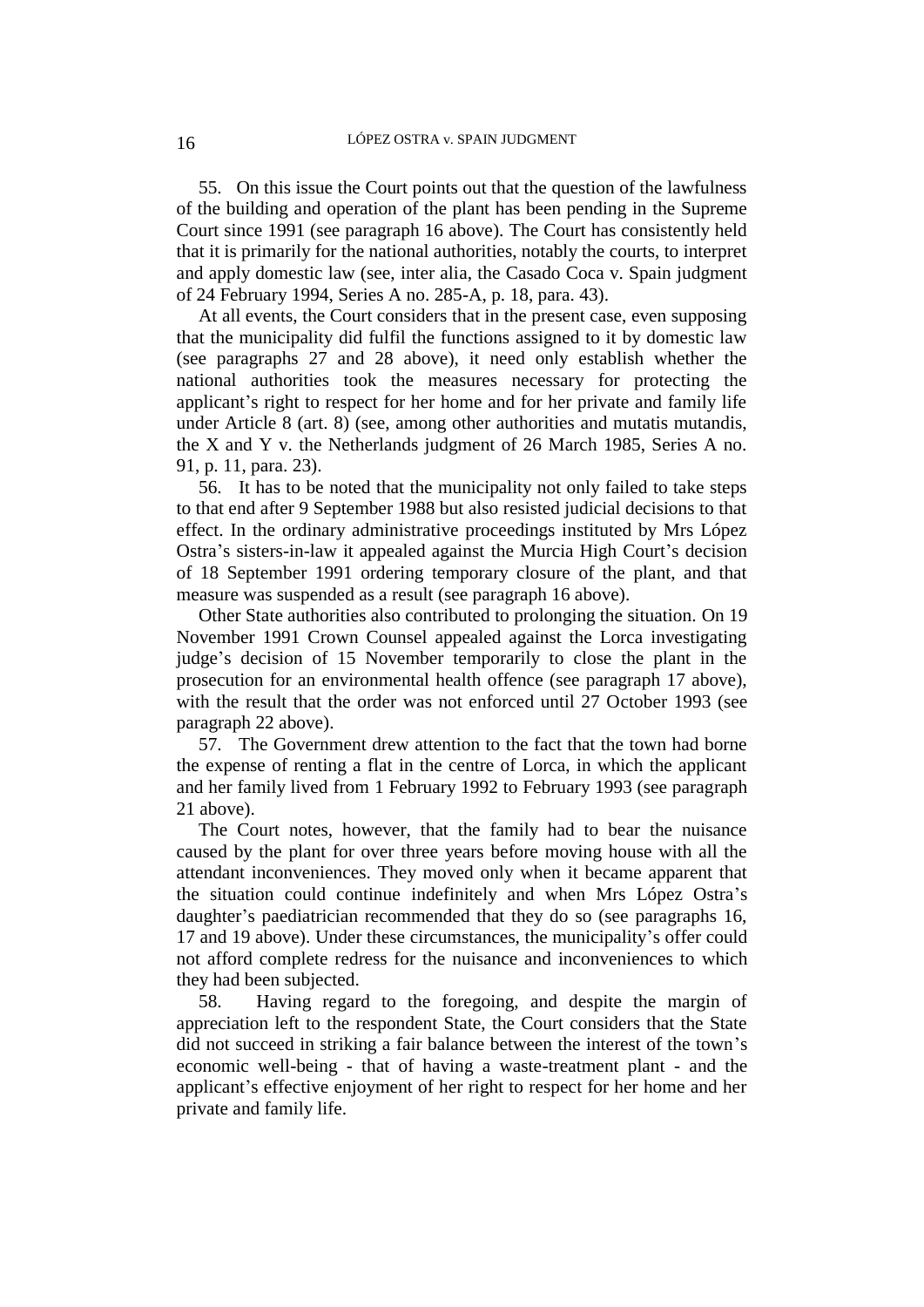55. On this issue the Court points out that the question of the lawfulness of the building and operation of the plant has been pending in the Supreme Court since 1991 (see paragraph 16 above). The Court has consistently held that it is primarily for the national authorities, notably the courts, to interpret and apply domestic law (see, inter alia, the Casado Coca v. Spain judgment of 24 February 1994, Series A no. 285-A, p. 18, para. 43).

At all events, the Court considers that in the present case, even supposing that the municipality did fulfil the functions assigned to it by domestic law (see paragraphs 27 and 28 above), it need only establish whether the national authorities took the measures necessary for protecting the applicant's right to respect for her home and for her private and family life under Article 8 (art. 8) (see, among other authorities and mutatis mutandis, the X and Y v. the Netherlands judgment of 26 March 1985, Series A no. 91, p. 11, para. 23).

56. It has to be noted that the municipality not only failed to take steps to that end after 9 September 1988 but also resisted judicial decisions to that effect. In the ordinary administrative proceedings instituted by Mrs López Ostra's sisters-in-law it appealed against the Murcia High Court's decision of 18 September 1991 ordering temporary closure of the plant, and that measure was suspended as a result (see paragraph 16 above).

Other State authorities also contributed to prolonging the situation. On 19 November 1991 Crown Counsel appealed against the Lorca investigating judge's decision of 15 November temporarily to close the plant in the prosecution for an environmental health offence (see paragraph 17 above), with the result that the order was not enforced until 27 October 1993 (see paragraph 22 above).

57. The Government drew attention to the fact that the town had borne the expense of renting a flat in the centre of Lorca, in which the applicant and her family lived from 1 February 1992 to February 1993 (see paragraph 21 above).

The Court notes, however, that the family had to bear the nuisance caused by the plant for over three years before moving house with all the attendant inconveniences. They moved only when it became apparent that the situation could continue indefinitely and when Mrs López Ostra's daughter's paediatrician recommended that they do so (see paragraphs 16, 17 and 19 above). Under these circumstances, the municipality's offer could not afford complete redress for the nuisance and inconveniences to which they had been subjected.

58. Having regard to the foregoing, and despite the margin of appreciation left to the respondent State, the Court considers that the State did not succeed in striking a fair balance between the interest of the town's economic well-being - that of having a waste-treatment plant - and the applicant's effective enjoyment of her right to respect for her home and her private and family life.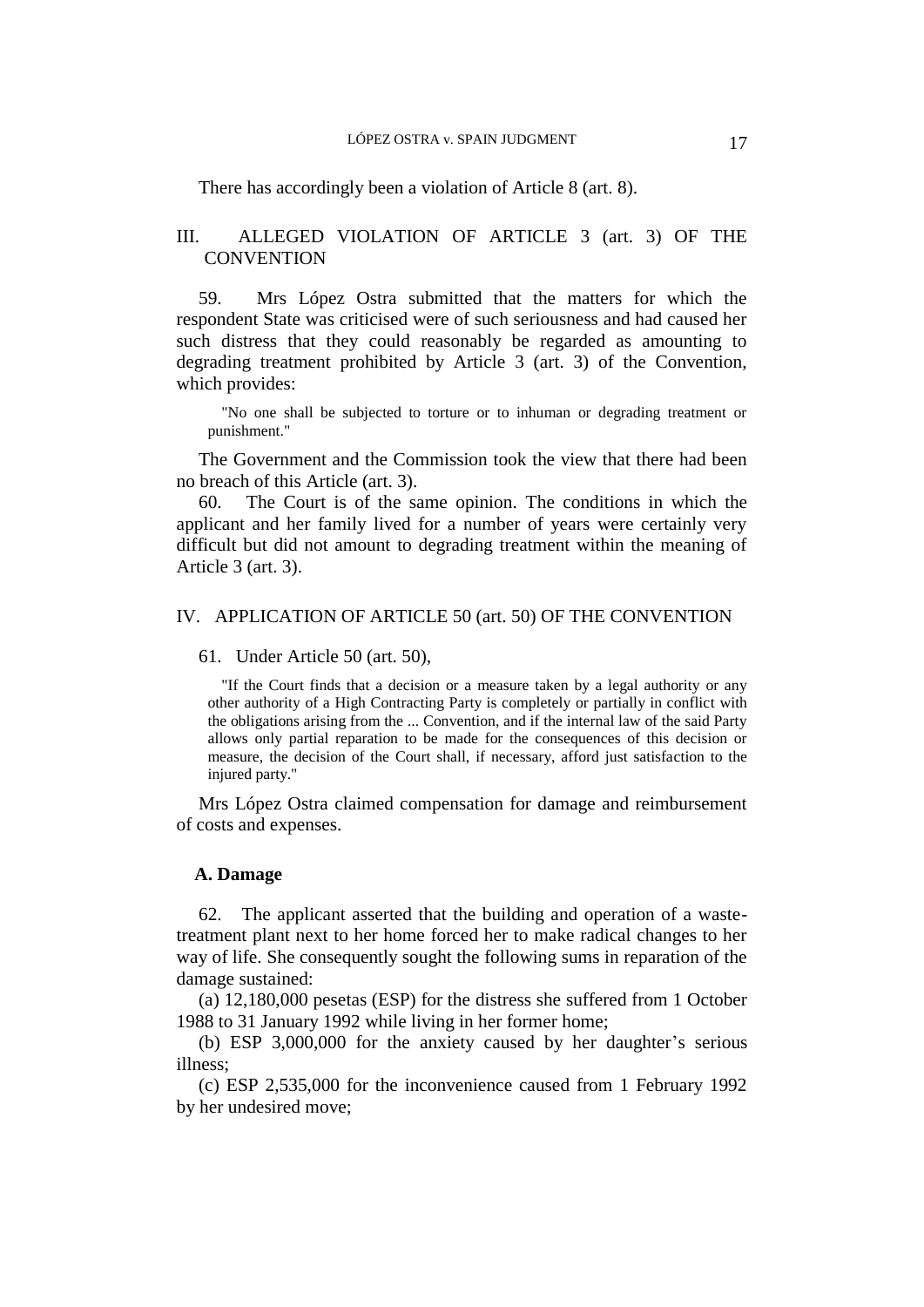There has accordingly been a violation of Article 8 (art. 8).

## III. ALLEGED VIOLATION OF ARTICLE 3 (art. 3) OF THE CONVENTION

59. Mrs López Ostra submitted that the matters for which the respondent State was criticised were of such seriousness and had caused her such distress that they could reasonably be regarded as amounting to degrading treatment prohibited by Article 3 (art. 3) of the Convention, which provides:

> "No one shall be subjected to torture or to inhuman or degrading treatment or punishment."

The Government and the Commission took the view that there had been no breach of this Article (art. 3).

60. The Court is of the same opinion. The conditions in which the applicant and her family lived for a number of years were certainly very difficult but did not amount to degrading treatment within the meaning of Article 3 (art. 3).

## IV. APPLICATION OF ARTICLE 50 (art. 50) OF THE CONVENTION

61. Under Article 50 (art. 50),

> "If the Court finds that a decision or a measure taken by a legal authority or any other authority of a High Contracting Party is completely or partially in conflict with the obligations arising from the ... Convention, and if the internal law of the said Party allows only partial reparation to be made for the consequences of this decision or measure, the decision of the Court shall, if necessary, afford just satisfaction to the injured party."

Mrs López Ostra claimed compensation for damage and reimbursement of costs and expenses.

### A. Damage

62. The applicant asserted that the building and operation of a waste-treatment plant next to her home forced her to make radical changes to her way of life. She consequently sought the following sums in reparation of the damage sustained:

(a) 12,180,000 pesetas (ESP) for the distress she suffered from 1 October 1988 to 31 January 1992 while living in her former home;

(b) ESP 3,000,000 for the anxiety caused by her daughter's serious illness;

(c) ESP 2,535,000 for the inconvenience caused from 1 February 1992 by her undesired move;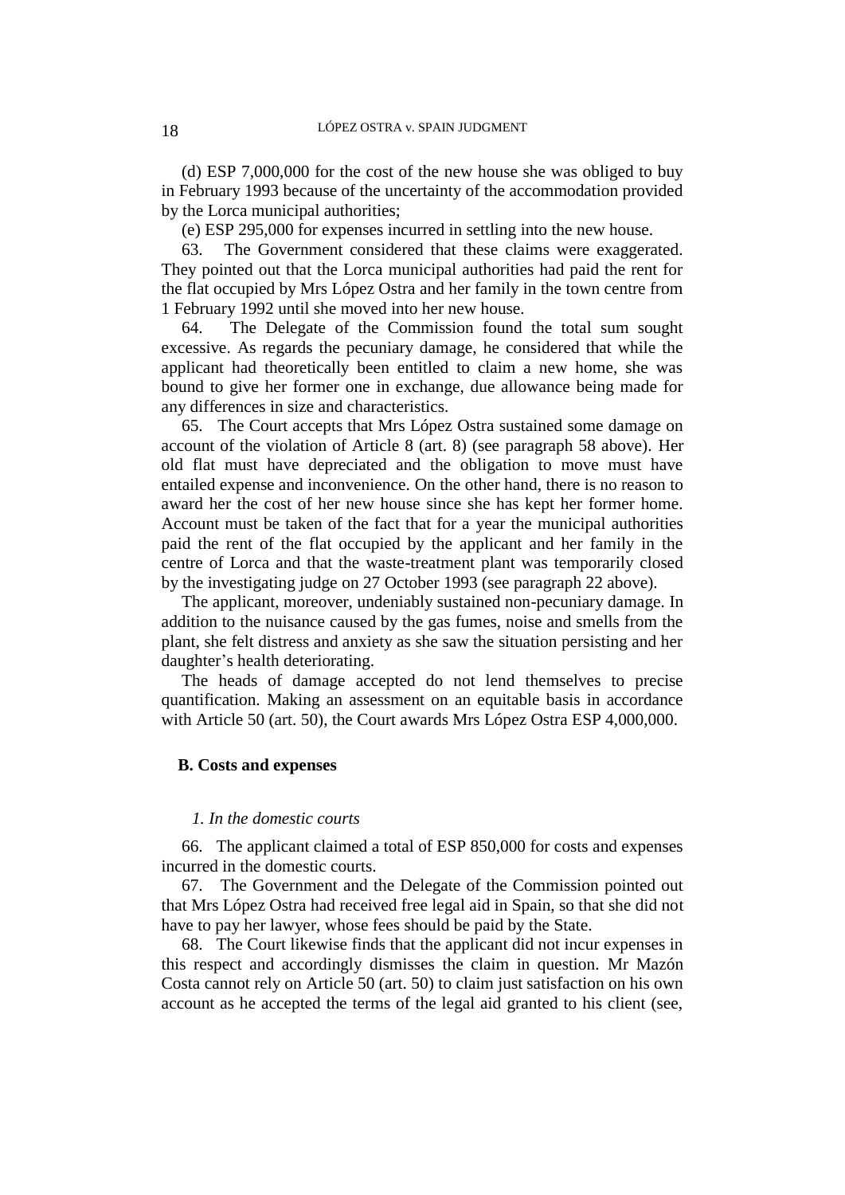(d) ESP 7,000,000 for the cost of the new house she was obliged to buy in February 1993 because of the uncertainty of the accommodation provided by the Lorca municipal authorities;

(e) ESP 295,000 for expenses incurred in settling into the new house.

63. The Government considered that these claims were exaggerated. They pointed out that the Lorca municipal authorities had paid the rent for the flat occupied by Mrs López Ostra and her family in the town centre from 1 February 1992 until she moved into her new house.

64. The Delegate of the Commission found the total sum sought excessive. As regards the pecuniary damage, he considered that while the applicant had theoretically been entitled to claim a new home, she was bound to give her former one in exchange, due allowance being made for any differences in size and characteristics.

65. The Court accepts that Mrs López Ostra sustained some damage on account of the violation of Article 8 (art. 8) (see paragraph 58 above). Her old flat must have depreciated and the obligation to move must have entailed expense and inconvenience. On the other hand, there is no reason to award her the cost of her new house since she has kept her former home. Account must be taken of the fact that for a year the municipal authorities paid the rent of the flat occupied by the applicant and her family in the centre of Lorca and that the waste-treatment plant was temporarily closed by the investigating judge on 27 October 1993 (see paragraph 22 above).

The applicant, moreover, undeniably sustained non-pecuniary damage. In addition to the nuisance caused by the gas fumes, noise and smells from the plant, she felt distress and anxiety as she saw the situation persisting and her daughter's health deteriorating.

The heads of damage accepted do not lend themselves to precise quantification. Making an assessment on an equitable basis in accordance with Article 50 (art. 50), the Court awards Mrs López Ostra ESP 4,000,000.

### B. Costs and expenses

#### *1. In the domestic courts*

66. The applicant claimed a total of ESP 850,000 for costs and expenses incurred in the domestic courts.

67. The Government and the Delegate of the Commission pointed out that Mrs López Ostra had received free legal aid in Spain, so that she did not have to pay her lawyer, whose fees should be paid by the State.

68. The Court likewise finds that the applicant did not incur expenses in this respect and accordingly dismisses the claim in question. Mr Mazón Costa cannot rely on Article 50 (art. 50) to claim just satisfaction on his own account as he accepted the terms of the legal aid granted to his client (see,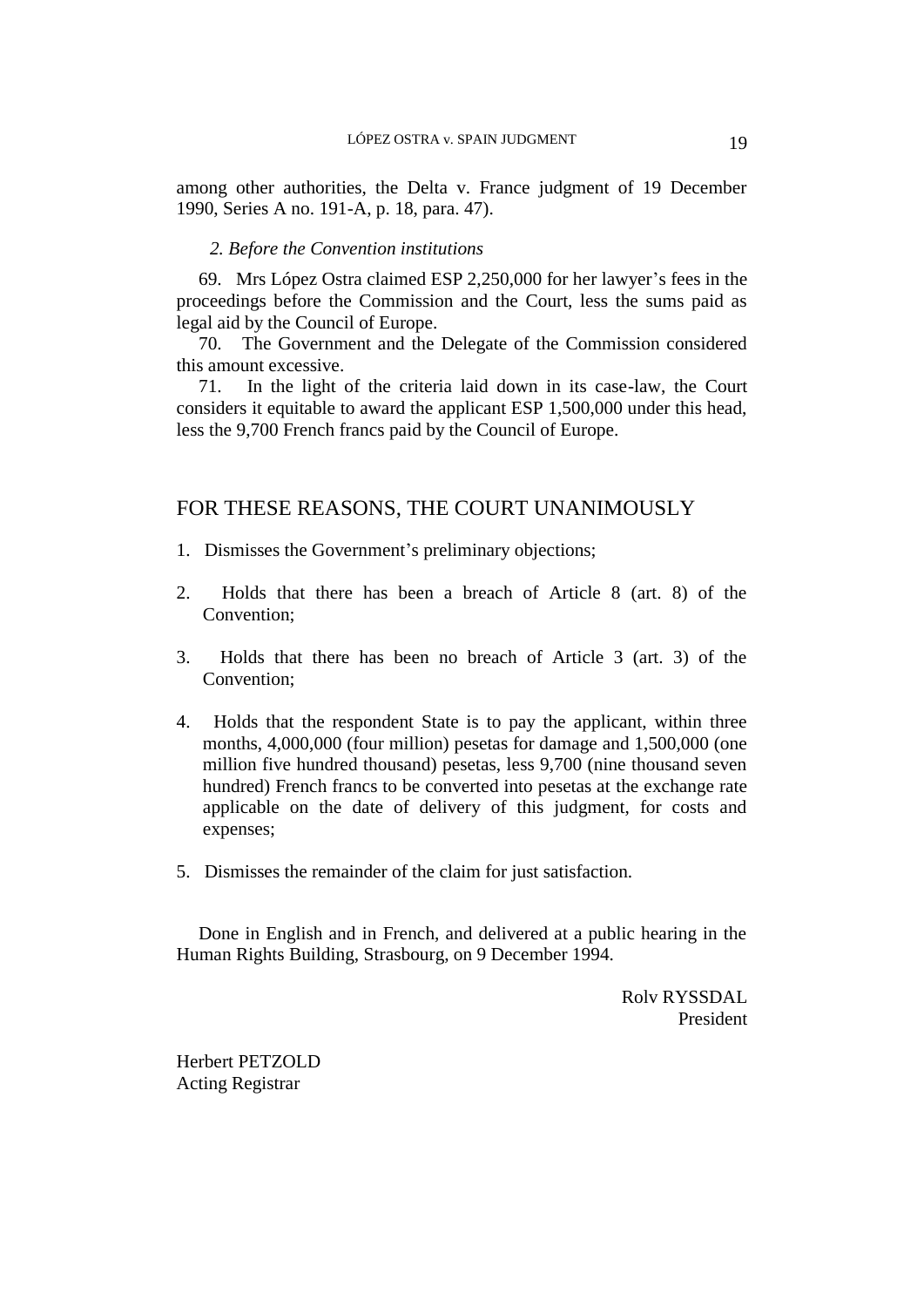among other authorities, the Delta v. France judgment of 19 December 1990, Series A no. 191-A, p. 18, para. 47).

*2. Before the Convention institutions*

69. Mrs López Ostra claimed ESP 2,250,000 for her lawyer's fees in the proceedings before the Commission and the Court, less the sums paid as legal aid by the Council of Europe.

70. The Government and the Delegate of the Commission considered this amount excessive.

71. In the light of the criteria laid down in its case-law, the Court considers it equitable to award the applicant ESP 1,500,000 under this head, less the 9,700 French francs paid by the Council of Europe.

## FOR THESE REASONS, THE COURT UNANIMOUSLY

1. Dismisses the Government's preliminary objections;

2. Holds that there has been a breach of Article 8 (art. 8) of the Convention;

3. Holds that there has been no breach of Article 3 (art. 3) of the Convention;

4. Holds that the respondent State is to pay the applicant, within three months, 4,000,000 (four million) pesetas for damage and 1,500,000 (one million five hundred thousand) pesetas, less 9,700 (nine thousand seven hundred) French francs to be converted into pesetas at the exchange rate applicable on the date of delivery of this judgment, for costs and expenses;

5. Dismisses the remainder of the claim for just satisfaction.

Done in English and in French, and delivered at a public hearing in the Human Rights Building, Strasbourg, on 9 December 1994.

Rolv RYSSDAL
President

Herbert PETZOLD
Acting Registrar